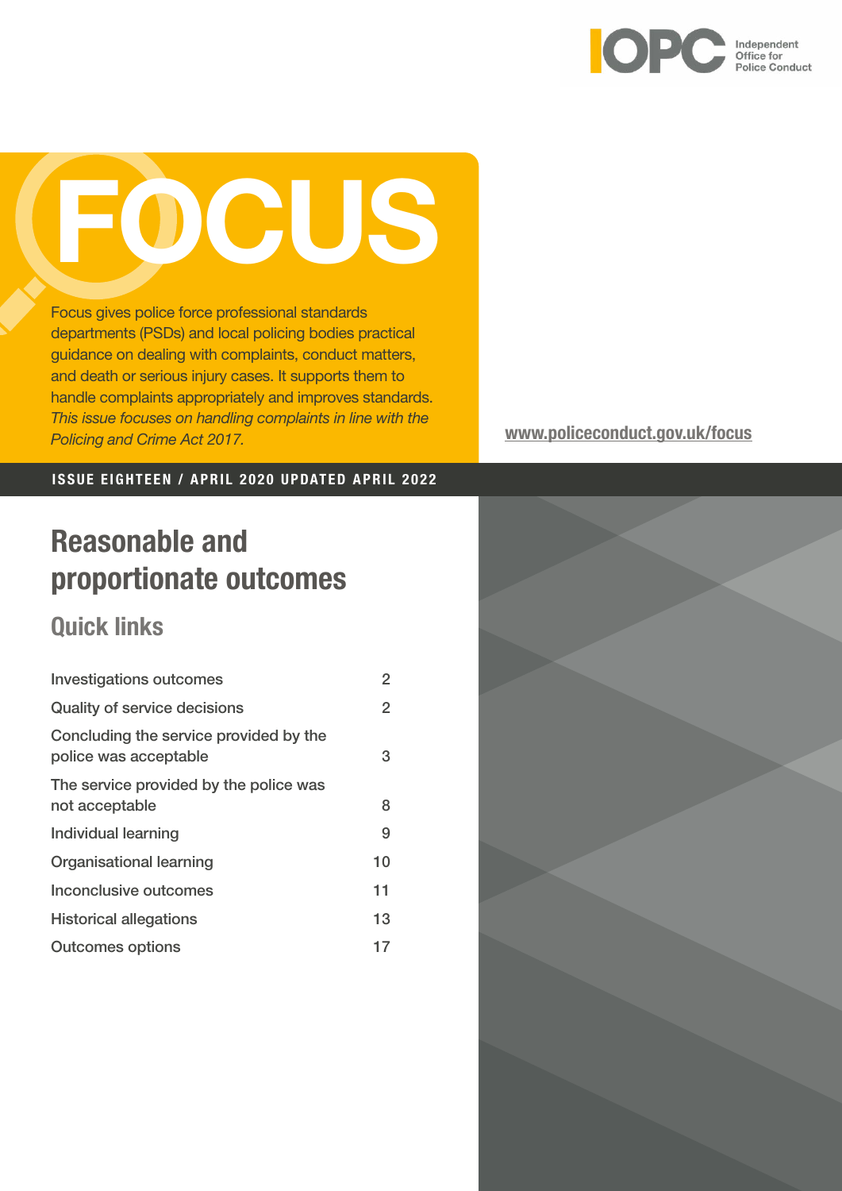Independent Office for Police Conduct

# FOCUS

Focus gives police force professional standards departments (PSDs) and local policing bodies practical guidance on dealing with complaints, conduct matters, and death or serious injury cases. It supports them to handle complaints appropriately and improves standards. *This issue focuses on handling complaints in line with the Policing and Crime Act 2017.*

www.policeconduct.gov.uk/focus

**ISSUE EIGHTEEN / APRIL 2020 UPDATED APRIL 2022**

## Reasonable and proportionate outcomes

### Quick links

| | |
|---|---|
| Investigations outcomes | 2 |
| Quality of service decisions | 2 |
| Concluding the service provided by the police was acceptable | 3 |
| The service provided by the police was not acceptable | 8 |
| Individual learning | 9 |
| Organisational learning | 10 |
| Inconclusive outcomes | 11 |
| Historical allegations | 13 |
| Outcomes options | 17 |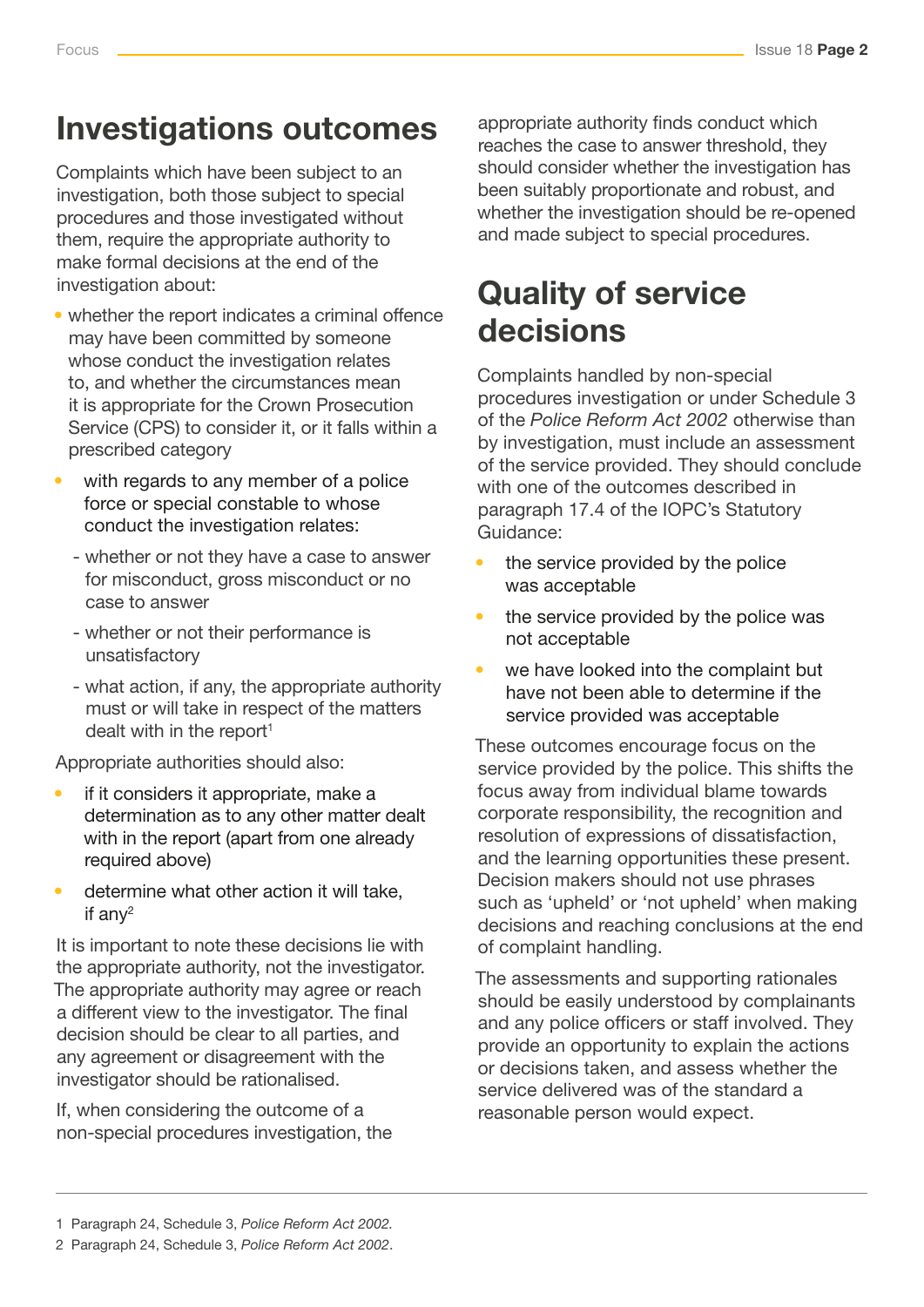## Investigations outcomes

Complaints which have been subject to an investigation, both those subject to special procedures and those investigated without them, require the appropriate authority to make formal decisions at the end of the investigation about:

- whether the report indicates a criminal offence may have been committed by someone whose conduct the investigation relates to, and whether the circumstances mean it is appropriate for the Crown Prosecution Service (CPS) to consider it, or it falls within a prescribed category
- with regards to any member of a police force or special constable to whose conduct the investigation relates:
  - whether or not they have a case to answer for misconduct, gross misconduct or no case to answer
  - whether or not their performance is unsatisfactory
  - what action, if any, the appropriate authority must or will take in respect of the matters dealt with in the report[1]

Appropriate authorities should also:

- if it considers it appropriate, make a determination as to any other matter dealt with in the report (apart from one already required above)
- determine what other action it will take, if any[2]

It is important to note these decisions lie with the appropriate authority, not the investigator. The appropriate authority may agree or reach a different view to the investigator. The final decision should be clear to all parties, and any agreement or disagreement with the investigator should be rationalised.

If, when considering the outcome of a non-special procedures investigation, the appropriate authority finds conduct which reaches the case to answer threshold, they should consider whether the investigation has been suitably proportionate and robust, and whether the investigation should be re-opened and made subject to special procedures.

## Quality of service decisions

Complaints handled by non-special procedures investigation or under Schedule 3 of the *Police Reform Act 2002* otherwise than by investigation, must include an assessment of the service provided. They should conclude with one of the outcomes described in paragraph 17.4 of the IOPC's Statutory Guidance:

- the service provided by the police was acceptable
- the service provided by the police was not acceptable
- we have looked into the complaint but have not been able to determine if the service provided was acceptable

These outcomes encourage focus on the service provided by the police. This shifts the focus away from individual blame towards corporate responsibility, the recognition and resolution of expressions of dissatisfaction, and the learning opportunities these present. Decision makers should not use phrases such as 'upheld' or 'not upheld' when making decisions and reaching conclusions at the end of complaint handling.

The assessments and supporting rationales should be easily understood by complainants and any police officers or staff involved. They provide an opportunity to explain the actions or decisions taken, and assess whether the service delivered was of the standard a reasonable person would expect.

---

1 Paragraph 24, Schedule 3, *Police Reform Act 2002*.

2 Paragraph 24, Schedule 3, *Police Reform Act 2002*.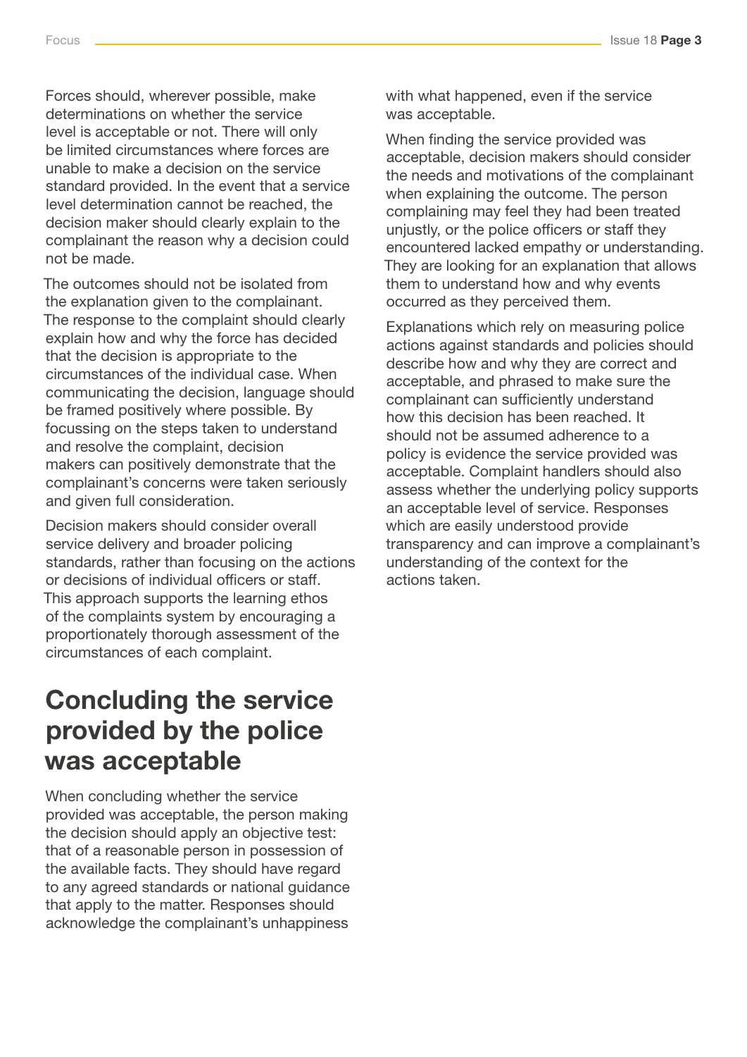Forces should, wherever possible, make determinations on whether the service level is acceptable or not. There will only be limited circumstances where forces are unable to make a decision on the service standard provided. In the event that a service level determination cannot be reached, the decision maker should clearly explain to the complainant the reason why a decision could not be made.

The outcomes should not be isolated from the explanation given to the complainant. The response to the complaint should clearly explain how and why the force has decided that the decision is appropriate to the circumstances of the individual case. When communicating the decision, language should be framed positively where possible. By focussing on the steps taken to understand and resolve the complaint, decision makers can positively demonstrate that the complainant's concerns were taken seriously and given full consideration.

Decision makers should consider overall service delivery and broader policing standards, rather than focusing on the actions or decisions of individual officers or staff. This approach supports the learning ethos of the complaints system by encouraging a proportionately thorough assessment of the circumstances of each complaint.

## Concluding the service provided by the police was acceptable

When concluding whether the service provided was acceptable, the person making the decision should apply an objective test: that of a reasonable person in possession of the available facts. They should have regard to any agreed standards or national guidance that apply to the matter. Responses should acknowledge the complainant's unhappiness with what happened, even if the service was acceptable.

When finding the service provided was acceptable, decision makers should consider the needs and motivations of the complainant when explaining the outcome. The person complaining may feel they had been treated unjustly, or the police officers or staff they encountered lacked empathy or understanding. They are looking for an explanation that allows them to understand how and why events occurred as they perceived them.

Explanations which rely on measuring police actions against standards and policies should describe how and why they are correct and acceptable, and phrased to make sure the complainant can sufficiently understand how this decision has been reached. It should not be assumed adherence to a policy is evidence the service provided was acceptable. Complaint handlers should also assess whether the underlying policy supports an acceptable level of service. Responses which are easily understood provide transparency and can improve a complainant's understanding of the context for the actions taken.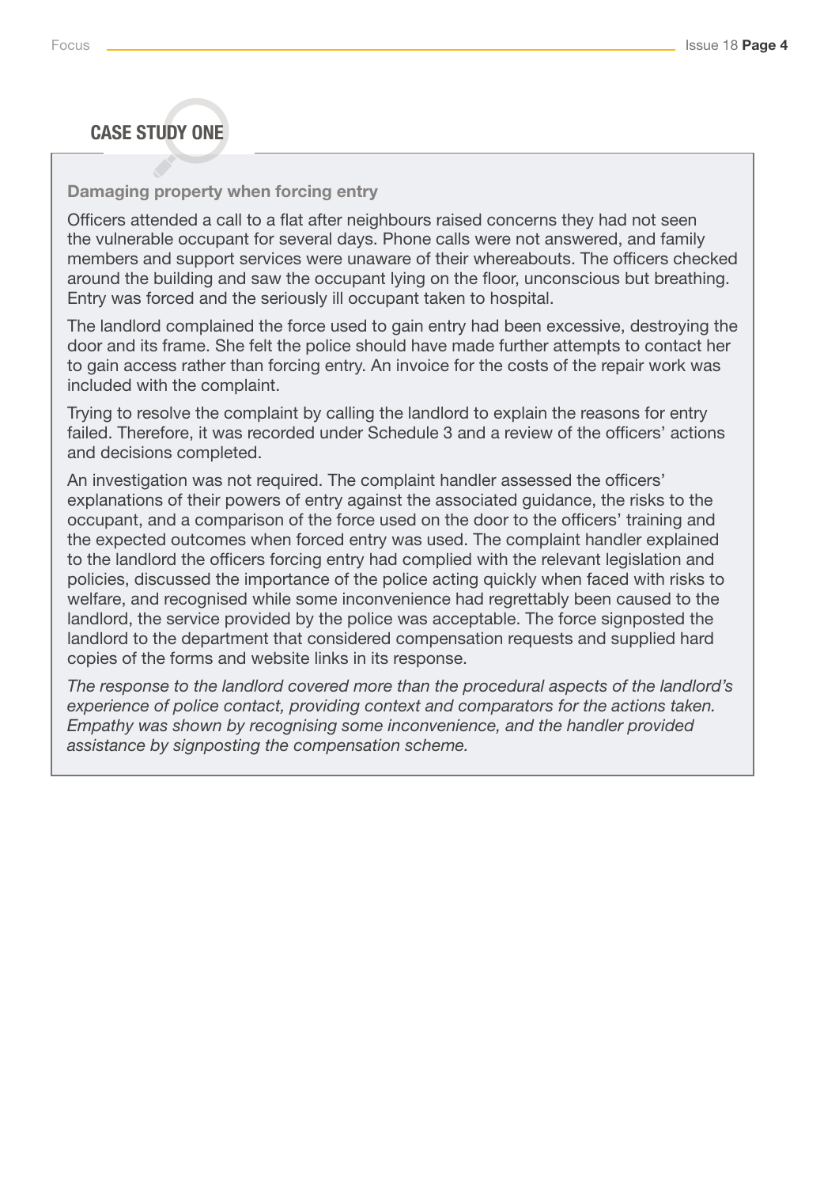## CASE STUDY ONE

### Damaging property when forcing entry

Officers attended a call to a flat after neighbours raised concerns they had not seen the vulnerable occupant for several days. Phone calls were not answered, and family members and support services were unaware of their whereabouts. The officers checked around the building and saw the occupant lying on the floor, unconscious but breathing. Entry was forced and the seriously ill occupant taken to hospital.

The landlord complained the force used to gain entry had been excessive, destroying the door and its frame. She felt the police should have made further attempts to contact her to gain access rather than forcing entry. An invoice for the costs of the repair work was included with the complaint.

Trying to resolve the complaint by calling the landlord to explain the reasons for entry failed. Therefore, it was recorded under Schedule 3 and a review of the officers' actions and decisions completed.

An investigation was not required. The complaint handler assessed the officers' explanations of their powers of entry against the associated guidance, the risks to the occupant, and a comparison of the force used on the door to the officers' training and the expected outcomes when forced entry was used. The complaint handler explained to the landlord the officers forcing entry had complied with the relevant legislation and policies, discussed the importance of the police acting quickly when faced with risks to welfare, and recognised while some inconvenience had regrettably been caused to the landlord, the service provided by the police was acceptable. The force signposted the landlord to the department that considered compensation requests and supplied hard copies of the forms and website links in its response.

*The response to the landlord covered more than the procedural aspects of the landlord's experience of police contact, providing context and comparators for the actions taken. Empathy was shown by recognising some inconvenience, and the handler provided assistance by signposting the compensation scheme.*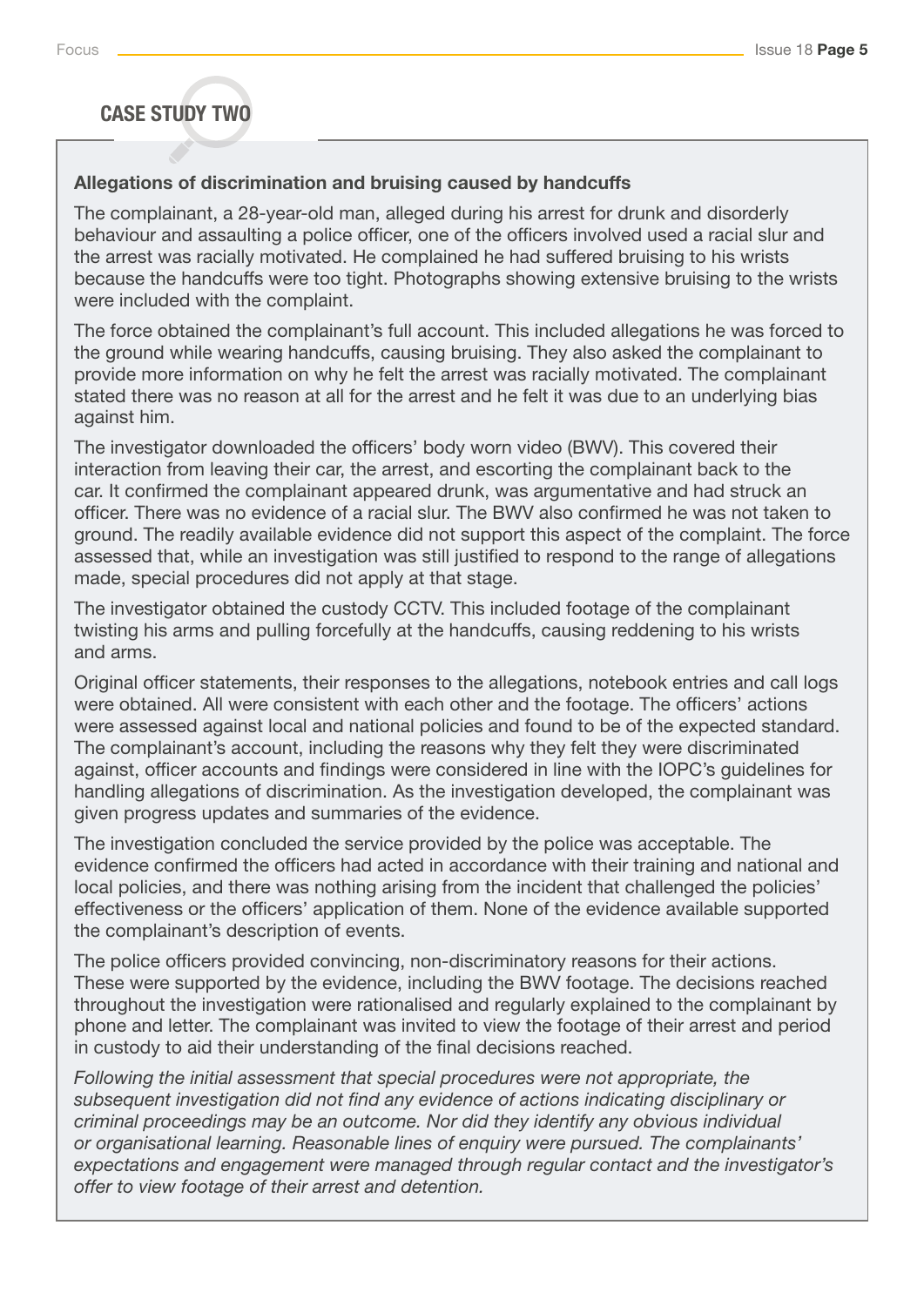## CASE STUDY TWO

**Allegations of discrimination and bruising caused by handcuffs**

The complainant, a 28-year-old man, alleged during his arrest for drunk and disorderly behaviour and assaulting a police officer, one of the officers involved used a racial slur and the arrest was racially motivated. He complained he had suffered bruising to his wrists because the handcuffs were too tight. Photographs showing extensive bruising to the wrists were included with the complaint.

The force obtained the complainant's full account. This included allegations he was forced to the ground while wearing handcuffs, causing bruising. They also asked the complainant to provide more information on why he felt the arrest was racially motivated. The complainant stated there was no reason at all for the arrest and he felt it was due to an underlying bias against him.

The investigator downloaded the officers' body worn video (BWV). This covered their interaction from leaving their car, the arrest, and escorting the complainant back to the car. It confirmed the complainant appeared drunk, was argumentative and had struck an officer. There was no evidence of a racial slur. The BWV also confirmed he was not taken to ground. The readily available evidence did not support this aspect of the complaint. The force assessed that, while an investigation was still justified to respond to the range of allegations made, special procedures did not apply at that stage.

The investigator obtained the custody CCTV. This included footage of the complainant twisting his arms and pulling forcefully at the handcuffs, causing reddening to his wrists and arms.

Original officer statements, their responses to the allegations, notebook entries and call logs were obtained. All were consistent with each other and the footage. The officers' actions were assessed against local and national policies and found to be of the expected standard. The complainant's account, including the reasons why they felt they were discriminated against, officer accounts and findings were considered in line with the IOPC's guidelines for handling allegations of discrimination. As the investigation developed, the complainant was given progress updates and summaries of the evidence.

The investigation concluded the service provided by the police was acceptable. The evidence confirmed the officers had acted in accordance with their training and national and local policies, and there was nothing arising from the incident that challenged the policies' effectiveness or the officers' application of them. None of the evidence available supported the complainant's description of events.

The police officers provided convincing, non-discriminatory reasons for their actions. These were supported by the evidence, including the BWV footage. The decisions reached throughout the investigation were rationalised and regularly explained to the complainant by phone and letter. The complainant was invited to view the footage of their arrest and period in custody to aid their understanding of the final decisions reached.

*Following the initial assessment that special procedures were not appropriate, the subsequent investigation did not find any evidence of actions indicating disciplinary or criminal proceedings may be an outcome. Nor did they identify any obvious individual or organisational learning. Reasonable lines of enquiry were pursued. The complainants' expectations and engagement were managed through regular contact and the investigator's offer to view footage of their arrest and detention.*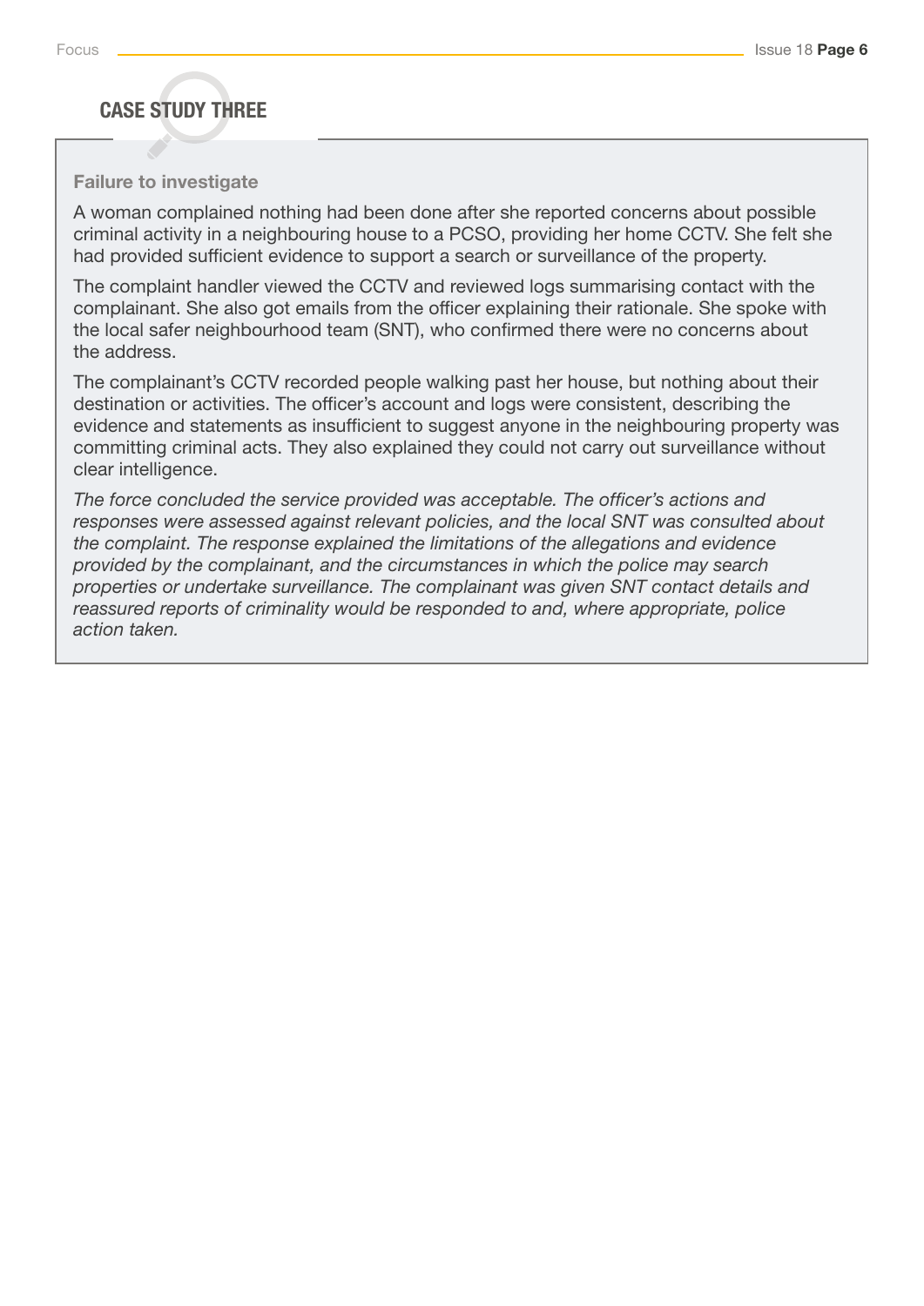## CASE STUDY THREE

**Failure to investigate**

A woman complained nothing had been done after she reported concerns about possible criminal activity in a neighbouring house to a PCSO, providing her home CCTV. She felt she had provided sufficient evidence to support a search or surveillance of the property.

The complaint handler viewed the CCTV and reviewed logs summarising contact with the complainant. She also got emails from the officer explaining their rationale. She spoke with the local safer neighbourhood team (SNT), who confirmed there were no concerns about the address.

The complainant's CCTV recorded people walking past her house, but nothing about their destination or activities. The officer's account and logs were consistent, describing the evidence and statements as insufficient to suggest anyone in the neighbouring property was committing criminal acts. They also explained they could not carry out surveillance without clear intelligence.

*The force concluded the service provided was acceptable. The officer's actions and responses were assessed against relevant policies, and the local SNT was consulted about the complaint. The response explained the limitations of the allegations and evidence provided by the complainant, and the circumstances in which the police may search properties or undertake surveillance. The complainant was given SNT contact details and reassured reports of criminality would be responded to and, where appropriate, police action taken.*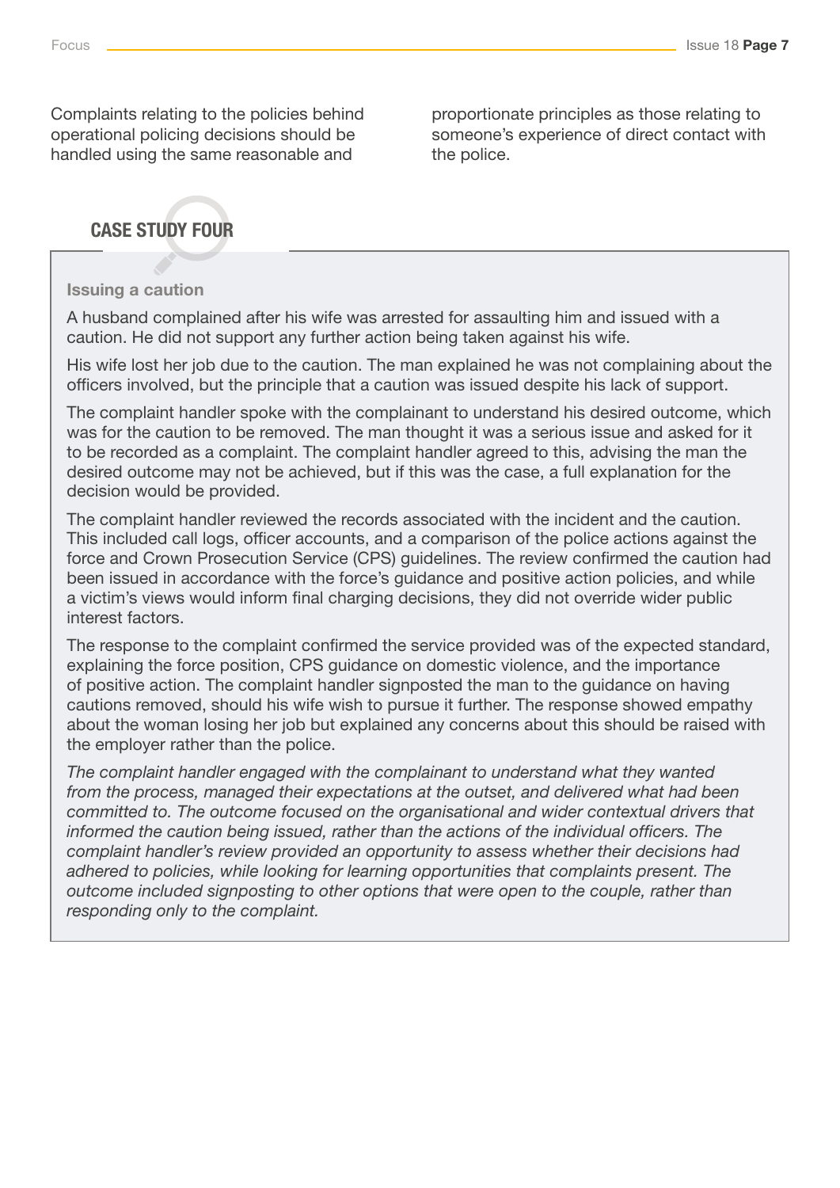Complaints relating to the policies behind operational policing decisions should be handled using the same reasonable and proportionate principles as those relating to someone's experience of direct contact with the police.

## CASE STUDY FOUR

### Issuing a caution

A husband complained after his wife was arrested for assaulting him and issued with a caution. He did not support any further action being taken against his wife.

His wife lost her job due to the caution. The man explained he was not complaining about the officers involved, but the principle that a caution was issued despite his lack of support.

The complaint handler spoke with the complainant to understand his desired outcome, which was for the caution to be removed. The man thought it was a serious issue and asked for it to be recorded as a complaint. The complaint handler agreed to this, advising the man the desired outcome may not be achieved, but if this was the case, a full explanation for the decision would be provided.

The complaint handler reviewed the records associated with the incident and the caution. This included call logs, officer accounts, and a comparison of the police actions against the force and Crown Prosecution Service (CPS) guidelines. The review confirmed the caution had been issued in accordance with the force's guidance and positive action policies, and while a victim's views would inform final charging decisions, they did not override wider public interest factors.

The response to the complaint confirmed the service provided was of the expected standard, explaining the force position, CPS guidance on domestic violence, and the importance of positive action. The complaint handler signposted the man to the guidance on having cautions removed, should his wife wish to pursue it further. The response showed empathy about the woman losing her job but explained any concerns about this should be raised with the employer rather than the police.

*The complaint handler engaged with the complainant to understand what they wanted from the process, managed their expectations at the outset, and delivered what had been committed to. The outcome focused on the organisational and wider contextual drivers that informed the caution being issued, rather than the actions of the individual officers. The complaint handler's review provided an opportunity to assess whether their decisions had adhered to policies, while looking for learning opportunities that complaints present. The outcome included signposting to other options that were open to the couple, rather than responding only to the complaint.*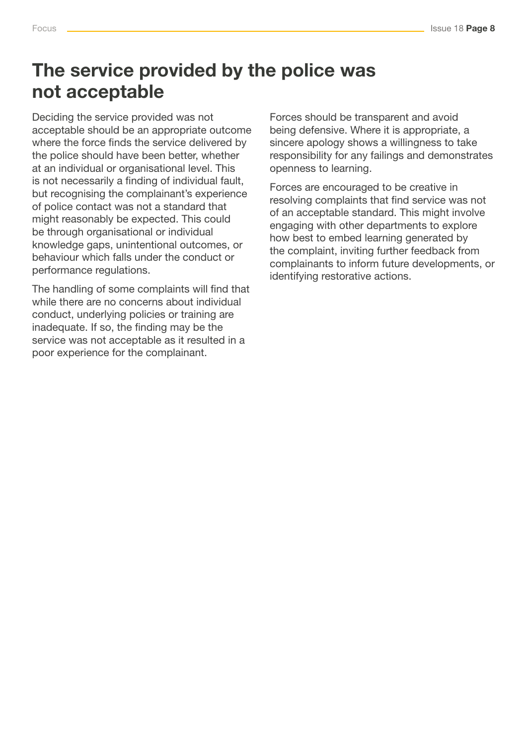# The service provided by the police was not acceptable

Deciding the service provided was not acceptable should be an appropriate outcome where the force finds the service delivered by the police should have been better, whether at an individual or organisational level. This is not necessarily a finding of individual fault, but recognising the complainant's experience of police contact was not a standard that might reasonably be expected. This could be through organisational or individual knowledge gaps, unintentional outcomes, or behaviour which falls under the conduct or performance regulations.

The handling of some complaints will find that while there are no concerns about individual conduct, underlying policies or training are inadequate. If so, the finding may be the service was not acceptable as it resulted in a poor experience for the complainant.

Forces should be transparent and avoid being defensive. Where it is appropriate, a sincere apology shows a willingness to take responsibility for any failings and demonstrates openness to learning.

Forces are encouraged to be creative in resolving complaints that find service was not of an acceptable standard. This might involve engaging with other departments to explore how best to embed learning generated by the complaint, inviting further feedback from complainants to inform future developments, or identifying restorative actions.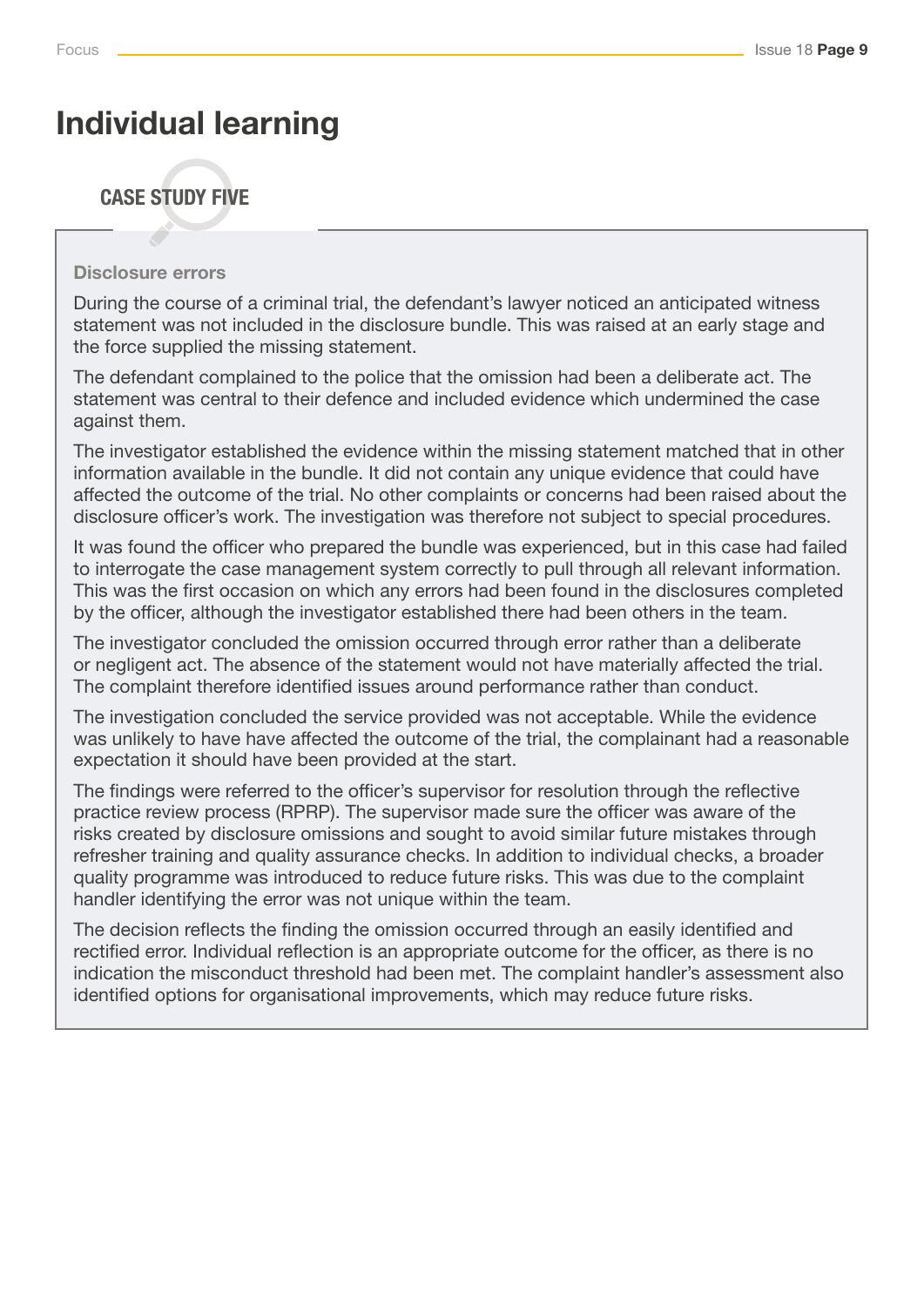# Individual learning

## CASE STUDY FIVE

### Disclosure errors

During the course of a criminal trial, the defendant's lawyer noticed an anticipated witness statement was not included in the disclosure bundle. This was raised at an early stage and the force supplied the missing statement.

The defendant complained to the police that the omission had been a deliberate act. The statement was central to their defence and included evidence which undermined the case against them.

The investigator established the evidence within the missing statement matched that in other information available in the bundle. It did not contain any unique evidence that could have affected the outcome of the trial. No other complaints or concerns had been raised about the disclosure officer's work. The investigation was therefore not subject to special procedures.

It was found the officer who prepared the bundle was experienced, but in this case had failed to interrogate the case management system correctly to pull through all relevant information. This was the first occasion on which any errors had been found in the disclosures completed by the officer, although the investigator established there had been others in the team.

The investigator concluded the omission occurred through error rather than a deliberate or negligent act. The absence of the statement would not have materially affected the trial. The complaint therefore identified issues around performance rather than conduct.

The investigation concluded the service provided was not acceptable. While the evidence was unlikely to have have affected the outcome of the trial, the complainant had a reasonable expectation it should have been provided at the start.

The findings were referred to the officer's supervisor for resolution through the reflective practice review process (RPRP). The supervisor made sure the officer was aware of the risks created by disclosure omissions and sought to avoid similar future mistakes through refresher training and quality assurance checks. In addition to individual checks, a broader quality programme was introduced to reduce future risks. This was due to the complaint handler identifying the error was not unique within the team.

The decision reflects the finding the omission occurred through an easily identified and rectified error. Individual reflection is an appropriate outcome for the officer, as there is no indication the misconduct threshold had been met. The complaint handler's assessment also identified options for organisational improvements, which may reduce future risks.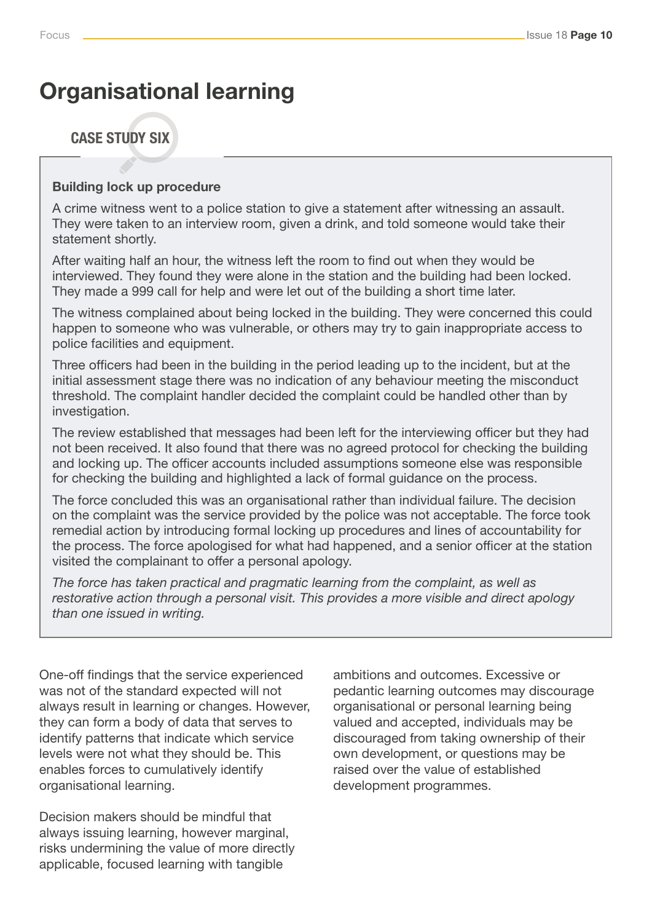# Organisational learning

## CASE STUDY SIX

**Building lock up procedure**

A crime witness went to a police station to give a statement after witnessing an assault. They were taken to an interview room, given a drink, and told someone would take their statement shortly.

After waiting half an hour, the witness left the room to find out when they would be interviewed. They found they were alone in the station and the building had been locked. They made a 999 call for help and were let out of the building a short time later.

The witness complained about being locked in the building. They were concerned this could happen to someone who was vulnerable, or others may try to gain inappropriate access to police facilities and equipment.

Three officers had been in the building in the period leading up to the incident, but at the initial assessment stage there was no indication of any behaviour meeting the misconduct threshold. The complaint handler decided the complaint could be handled other than by investigation.

The review established that messages had been left for the interviewing officer but they had not been received. It also found that there was no agreed protocol for checking the building and locking up. The officer accounts included assumptions someone else was responsible for checking the building and highlighted a lack of formal guidance on the process.

The force concluded this was an organisational rather than individual failure. The decision on the complaint was the service provided by the police was not acceptable. The force took remedial action by introducing formal locking up procedures and lines of accountability for the process. The force apologised for what had happened, and a senior officer at the station visited the complainant to offer a personal apology.

*The force has taken practical and pragmatic learning from the complaint, as well as restorative action through a personal visit. This provides a more visible and direct apology than one issued in writing.*

One-off findings that the service experienced was not of the standard expected will not always result in learning or changes. However, they can form a body of data that serves to identify patterns that indicate which service levels were not what they should be. This enables forces to cumulatively identify organisational learning.

Decision makers should be mindful that always issuing learning, however marginal, risks undermining the value of more directly applicable, focused learning with tangible ambitions and outcomes. Excessive or pedantic learning outcomes may discourage organisational or personal learning being valued and accepted, individuals may be discouraged from taking ownership of their own development, or questions may be raised over the value of established development programmes.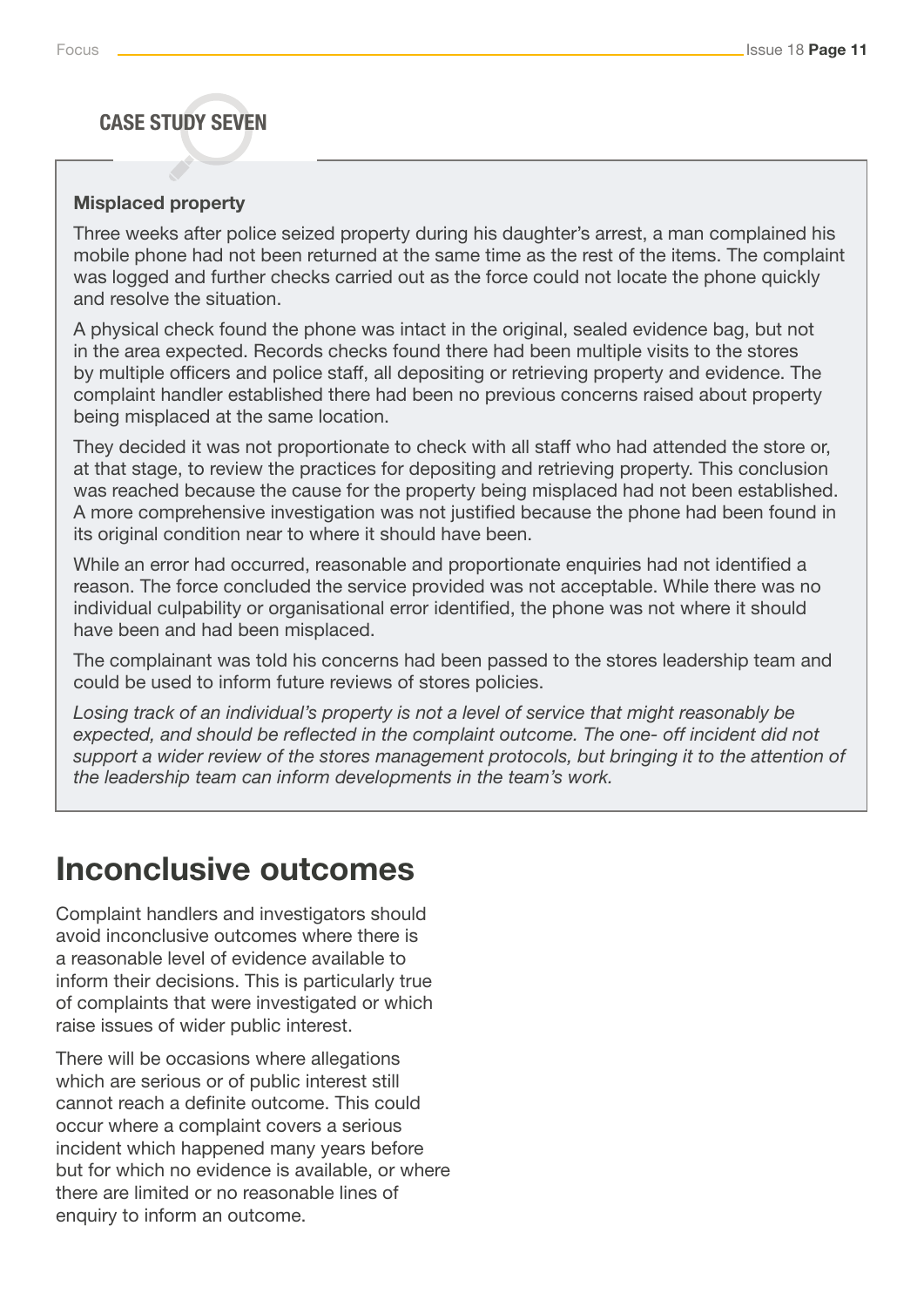### CASE STUDY SEVEN

**Misplaced property**

Three weeks after police seized property during his daughter's arrest, a man complained his mobile phone had not been returned at the same time as the rest of the items. The complaint was logged and further checks carried out as the force could not locate the phone quickly and resolve the situation.

A physical check found the phone was intact in the original, sealed evidence bag, but not in the area expected. Records checks found there had been multiple visits to the stores by multiple officers and police staff, all depositing or retrieving property and evidence. The complaint handler established there had been no previous concerns raised about property being misplaced at the same location.

They decided it was not proportionate to check with all staff who had attended the store or, at that stage, to review the practices for depositing and retrieving property. This conclusion was reached because the cause for the property being misplaced had not been established. A more comprehensive investigation was not justified because the phone had been found in its original condition near to where it should have been.

While an error had occurred, reasonable and proportionate enquiries had not identified a reason. The force concluded the service provided was not acceptable. While there was no individual culpability or organisational error identified, the phone was not where it should have been and had been misplaced.

The complainant was told his concerns had been passed to the stores leadership team and could be used to inform future reviews of stores policies.

*Losing track of an individual's property is not a level of service that might reasonably be expected, and should be reflected in the complaint outcome. The one- off incident did not support a wider review of the stores management protocols, but bringing it to the attention of the leadership team can inform developments in the team's work.*

## Inconclusive outcomes

Complaint handlers and investigators should avoid inconclusive outcomes where there is a reasonable level of evidence available to inform their decisions. This is particularly true of complaints that were investigated or which raise issues of wider public interest.

There will be occasions where allegations which are serious or of public interest still cannot reach a definite outcome. This could occur where a complaint covers a serious incident which happened many years before but for which no evidence is available, or where there are limited or no reasonable lines of enquiry to inform an outcome.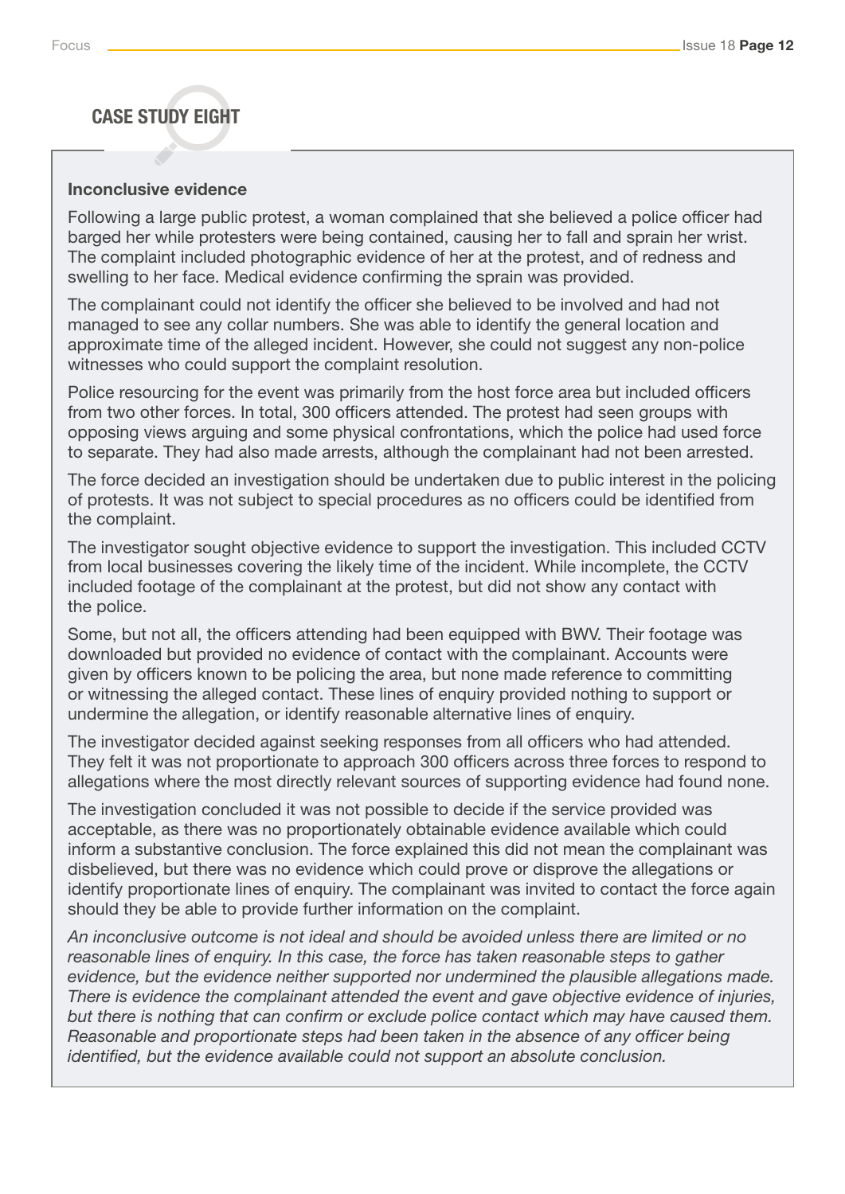## CASE STUDY EIGHT

**Inconclusive evidence**

Following a large public protest, a woman complained that she believed a police officer had barged her while protesters were being contained, causing her to fall and sprain her wrist. The complaint included photographic evidence of her at the protest, and of redness and swelling to her face. Medical evidence confirming the sprain was provided.

The complainant could not identify the officer she believed to be involved and had not managed to see any collar numbers. She was able to identify the general location and approximate time of the alleged incident. However, she could not suggest any non-police witnesses who could support the complaint resolution.

Police resourcing for the event was primarily from the host force area but included officers from two other forces. In total, 300 officers attended. The protest had seen groups with opposing views arguing and some physical confrontations, which the police had used force to separate. They had also made arrests, although the complainant had not been arrested.

The force decided an investigation should be undertaken due to public interest in the policing of protests. It was not subject to special procedures as no officers could be identified from the complaint.

The investigator sought objective evidence to support the investigation. This included CCTV from local businesses covering the likely time of the incident. While incomplete, the CCTV included footage of the complainant at the protest, but did not show any contact with the police.

Some, but not all, the officers attending had been equipped with BWV. Their footage was downloaded but provided no evidence of contact with the complainant. Accounts were given by officers known to be policing the area, but none made reference to committing or witnessing the alleged contact. These lines of enquiry provided nothing to support or undermine the allegation, or identify reasonable alternative lines of enquiry.

The investigator decided against seeking responses from all officers who had attended. They felt it was not proportionate to approach 300 officers across three forces to respond to allegations where the most directly relevant sources of supporting evidence had found none.

The investigation concluded it was not possible to decide if the service provided was acceptable, as there was no proportionately obtainable evidence available which could inform a substantive conclusion. The force explained this did not mean the complainant was disbelieved, but there was no evidence which could prove or disprove the allegations or identify proportionate lines of enquiry. The complainant was invited to contact the force again should they be able to provide further information on the complaint.

*An inconclusive outcome is not ideal and should be avoided unless there are limited or no reasonable lines of enquiry. In this case, the force has taken reasonable steps to gather evidence, but the evidence neither supported nor undermined the plausible allegations made. There is evidence the complainant attended the event and gave objective evidence of injuries, but there is nothing that can confirm or exclude police contact which may have caused them. Reasonable and proportionate steps had been taken in the absence of any officer being identified, but the evidence available could not support an absolute conclusion.*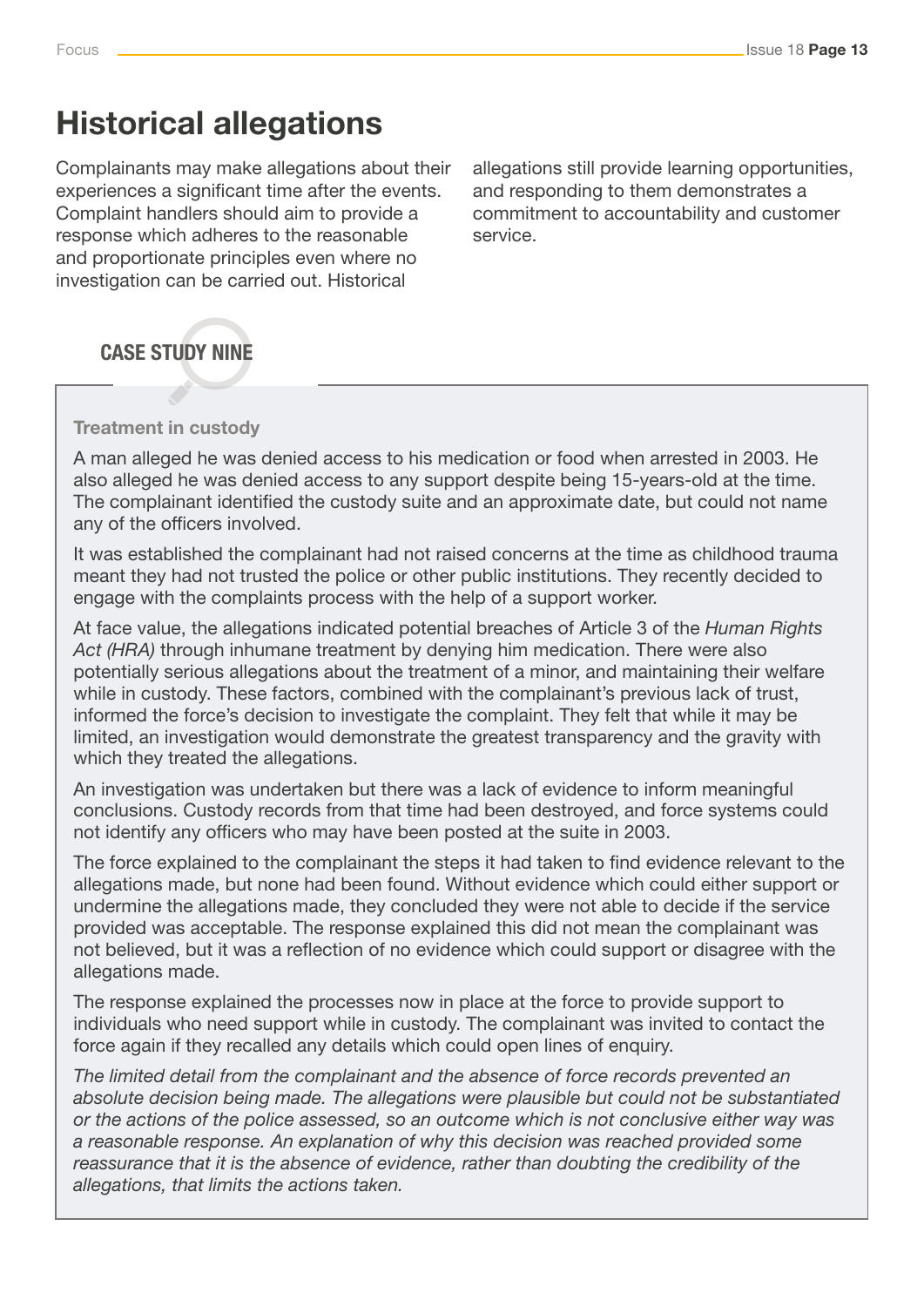# Historical allegations

Complainants may make allegations about their experiences a significant time after the events. Complaint handlers should aim to provide a response which adheres to the reasonable and proportionate principles even where no investigation can be carried out. Historical allegations still provide learning opportunities, and responding to them demonstrates a commitment to accountability and customer service.

## CASE STUDY NINE

**Treatment in custody**

A man alleged he was denied access to his medication or food when arrested in 2003. He also alleged he was denied access to any support despite being 15-years-old at the time. The complainant identified the custody suite and an approximate date, but could not name any of the officers involved.

It was established the complainant had not raised concerns at the time as childhood trauma meant they had not trusted the police or other public institutions. They recently decided to engage with the complaints process with the help of a support worker.

At face value, the allegations indicated potential breaches of Article 3 of the *Human Rights Act (HRA)* through inhumane treatment by denying him medication. There were also potentially serious allegations about the treatment of a minor, and maintaining their welfare while in custody. These factors, combined with the complainant's previous lack of trust, informed the force's decision to investigate the complaint. They felt that while it may be limited, an investigation would demonstrate the greatest transparency and the gravity with which they treated the allegations.

An investigation was undertaken but there was a lack of evidence to inform meaningful conclusions. Custody records from that time had been destroyed, and force systems could not identify any officers who may have been posted at the suite in 2003.

The force explained to the complainant the steps it had taken to find evidence relevant to the allegations made, but none had been found. Without evidence which could either support or undermine the allegations made, they concluded they were not able to decide if the service provided was acceptable. The response explained this did not mean the complainant was not believed, but it was a reflection of no evidence which could support or disagree with the allegations made.

The response explained the processes now in place at the force to provide support to individuals who need support while in custody. The complainant was invited to contact the force again if they recalled any details which could open lines of enquiry.

*The limited detail from the complainant and the absence of force records prevented an absolute decision being made. The allegations were plausible but could not be substantiated or the actions of the police assessed, so an outcome which is not conclusive either way was a reasonable response. An explanation of why this decision was reached provided some reassurance that it is the absence of evidence, rather than doubting the credibility of the allegations, that limits the actions taken.*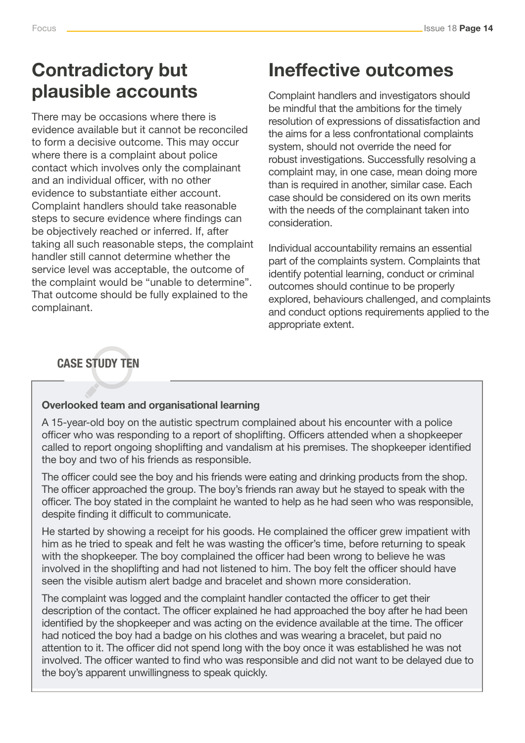## Contradictory but plausible accounts

There may be occasions where there is evidence available but it cannot be reconciled to form a decisive outcome. This may occur where there is a complaint about police contact which involves only the complainant and an individual officer, with no other evidence to substantiate either account. Complaint handlers should take reasonable steps to secure evidence where findings can be objectively reached or inferred. If, after taking all such reasonable steps, the complaint handler still cannot determine whether the service level was acceptable, the outcome of the complaint would be "unable to determine". That outcome should be fully explained to the complainant.

## Ineffective outcomes

Complaint handlers and investigators should be mindful that the ambitions for the timely resolution of expressions of dissatisfaction and the aims for a less confrontational complaints system, should not override the need for robust investigations. Successfully resolving a complaint may, in one case, mean doing more than is required in another, similar case. Each case should be considered on its own merits with the needs of the complainant taken into consideration.

Individual accountability remains an essential part of the complaints system. Complaints that identify potential learning, conduct or criminal outcomes should continue to be properly explored, behaviours challenged, and complaints and conduct options requirements applied to the appropriate extent.

### CASE STUDY TEN

**Overlooked team and organisational learning**

A 15-year-old boy on the autistic spectrum complained about his encounter with a police officer who was responding to a report of shoplifting. Officers attended when a shopkeeper called to report ongoing shoplifting and vandalism at his premises. The shopkeeper identified the boy and two of his friends as responsible.

The officer could see the boy and his friends were eating and drinking products from the shop. The officer approached the group. The boy's friends ran away but he stayed to speak with the officer. The boy stated in the complaint he wanted to help as he had seen who was responsible, despite finding it difficult to communicate.

He started by showing a receipt for his goods. He complained the officer grew impatient with him as he tried to speak and felt he was wasting the officer's time, before returning to speak with the shopkeeper. The boy complained the officer had been wrong to believe he was involved in the shoplifting and had not listened to him. The boy felt the officer should have seen the visible autism alert badge and bracelet and shown more consideration.

The complaint was logged and the complaint handler contacted the officer to get their description of the contact. The officer explained he had approached the boy after he had been identified by the shopkeeper and was acting on the evidence available at the time. The officer had noticed the boy had a badge on his clothes and was wearing a bracelet, but paid no attention to it. The officer did not spend long with the boy once it was established he was not involved. The officer wanted to find who was responsible and did not want to be delayed due to the boy's apparent unwillingness to speak quickly.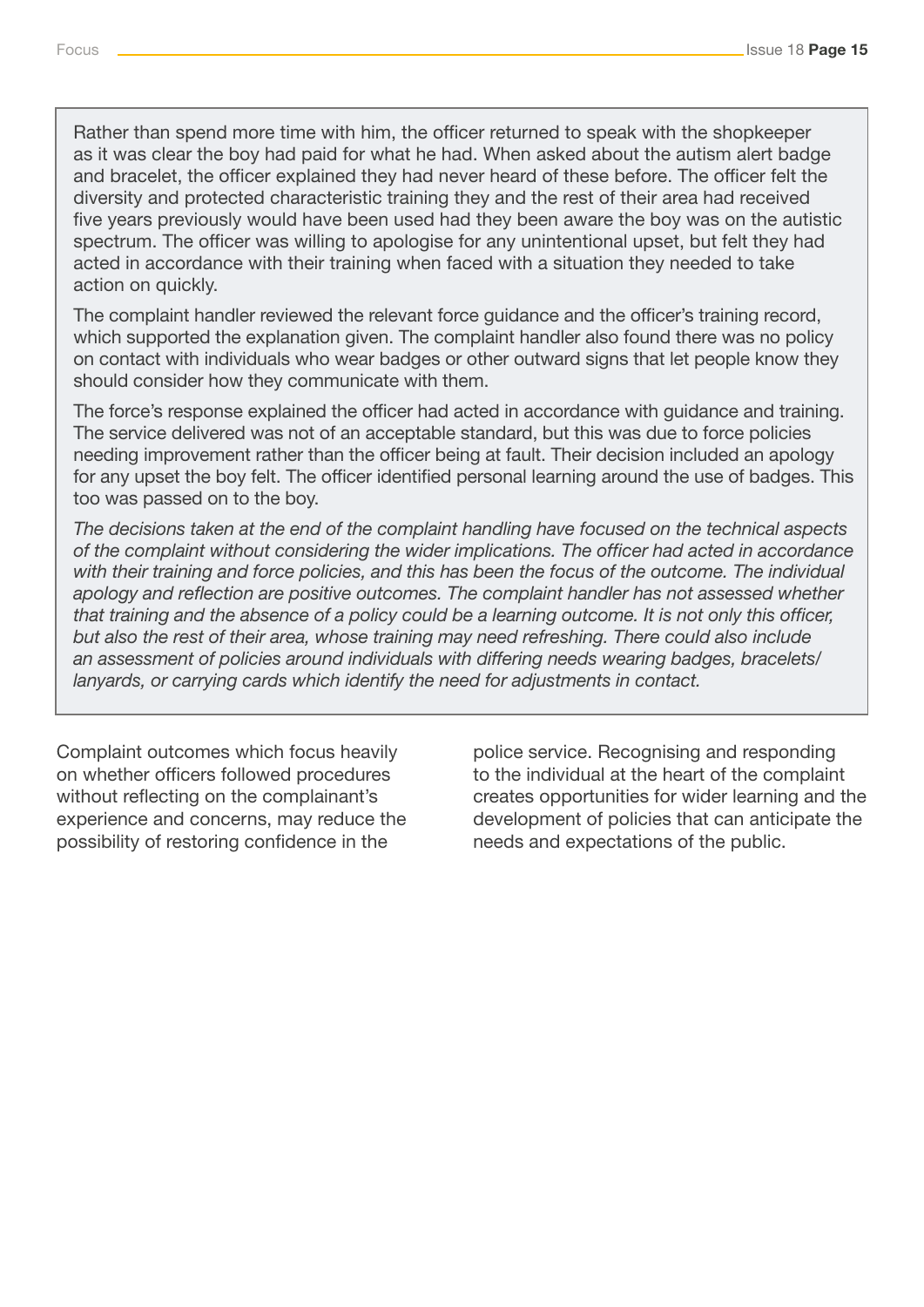Rather than spend more time with him, the officer returned to speak with the shopkeeper as it was clear the boy had paid for what he had. When asked about the autism alert badge and bracelet, the officer explained they had never heard of these before. The officer felt the diversity and protected characteristic training they and the rest of their area had received five years previously would have been used had they been aware the boy was on the autistic spectrum. The officer was willing to apologise for any unintentional upset, but felt they had acted in accordance with their training when faced with a situation they needed to take action on quickly.

The complaint handler reviewed the relevant force guidance and the officer's training record, which supported the explanation given. The complaint handler also found there was no policy on contact with individuals who wear badges or other outward signs that let people know they should consider how they communicate with them.

The force's response explained the officer had acted in accordance with guidance and training. The service delivered was not of an acceptable standard, but this was due to force policies needing improvement rather than the officer being at fault. Their decision included an apology for any upset the boy felt. The officer identified personal learning around the use of badges. This too was passed on to the boy.

*The decisions taken at the end of the complaint handling have focused on the technical aspects of the complaint without considering the wider implications. The officer had acted in accordance with their training and force policies, and this has been the focus of the outcome. The individual apology and reflection are positive outcomes. The complaint handler has not assessed whether that training and the absence of a policy could be a learning outcome. It is not only this officer, but also the rest of their area, whose training may need refreshing. There could also include an assessment of policies around individuals with differing needs wearing badges, bracelets/lanyards, or carrying cards which identify the need for adjustments in contact.*

Complaint outcomes which focus heavily on whether officers followed procedures without reflecting on the complainant's experience and concerns, may reduce the possibility of restoring confidence in the police service. Recognising and responding to the individual at the heart of the complaint creates opportunities for wider learning and the development of policies that can anticipate the needs and expectations of the public.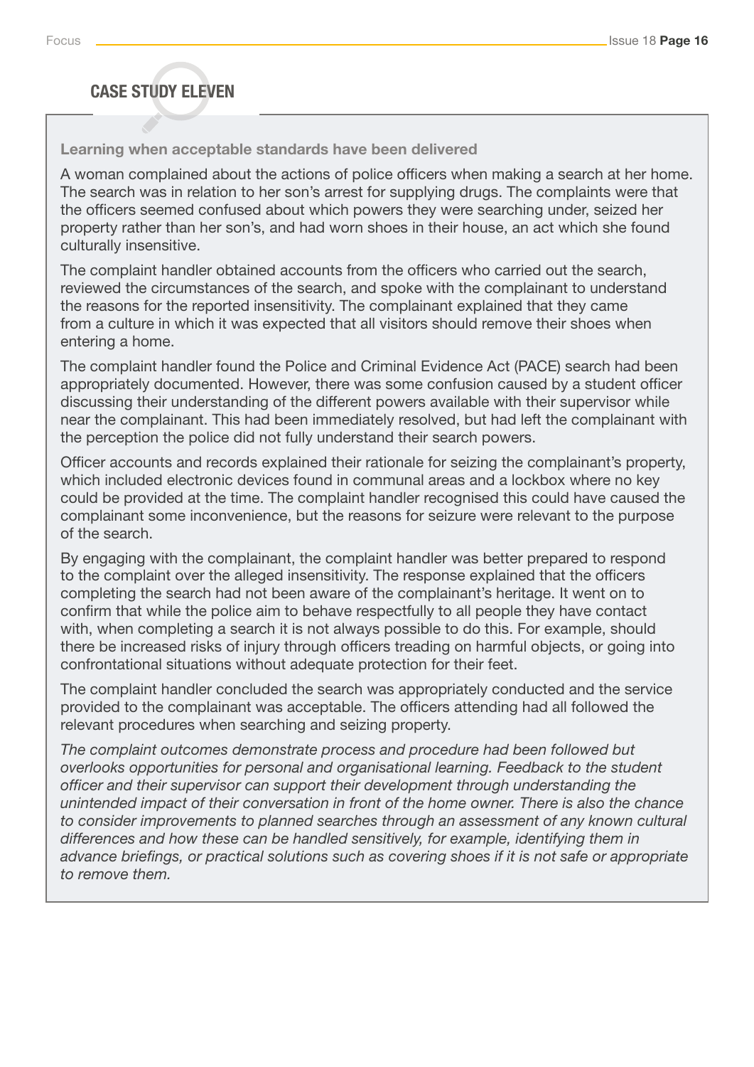## CASE STUDY ELEVEN

**Learning when acceptable standards have been delivered**

A woman complained about the actions of police officers when making a search at her home. The search was in relation to her son's arrest for supplying drugs. The complaints were that the officers seemed confused about which powers they were searching under, seized her property rather than her son's, and had worn shoes in their house, an act which she found culturally insensitive.

The complaint handler obtained accounts from the officers who carried out the search, reviewed the circumstances of the search, and spoke with the complainant to understand the reasons for the reported insensitivity. The complainant explained that they came from a culture in which it was expected that all visitors should remove their shoes when entering a home.

The complaint handler found the Police and Criminal Evidence Act (PACE) search had been appropriately documented. However, there was some confusion caused by a student officer discussing their understanding of the different powers available with their supervisor while near the complainant. This had been immediately resolved, but had left the complainant with the perception the police did not fully understand their search powers.

Officer accounts and records explained their rationale for seizing the complainant's property, which included electronic devices found in communal areas and a lockbox where no key could be provided at the time. The complaint handler recognised this could have caused the complainant some inconvenience, but the reasons for seizure were relevant to the purpose of the search.

By engaging with the complainant, the complaint handler was better prepared to respond to the complaint over the alleged insensitivity. The response explained that the officers completing the search had not been aware of the complainant's heritage. It went on to confirm that while the police aim to behave respectfully to all people they have contact with, when completing a search it is not always possible to do this. For example, should there be increased risks of injury through officers treading on harmful objects, or going into confrontational situations without adequate protection for their feet.

The complaint handler concluded the search was appropriately conducted and the service provided to the complainant was acceptable. The officers attending had all followed the relevant procedures when searching and seizing property.

*The complaint outcomes demonstrate process and procedure had been followed but overlooks opportunities for personal and organisational learning. Feedback to the student officer and their supervisor can support their development through understanding the unintended impact of their conversation in front of the home owner. There is also the chance to consider improvements to planned searches through an assessment of any known cultural differences and how these can be handled sensitively, for example, identifying them in advance briefings, or practical solutions such as covering shoes if it is not safe or appropriate to remove them.*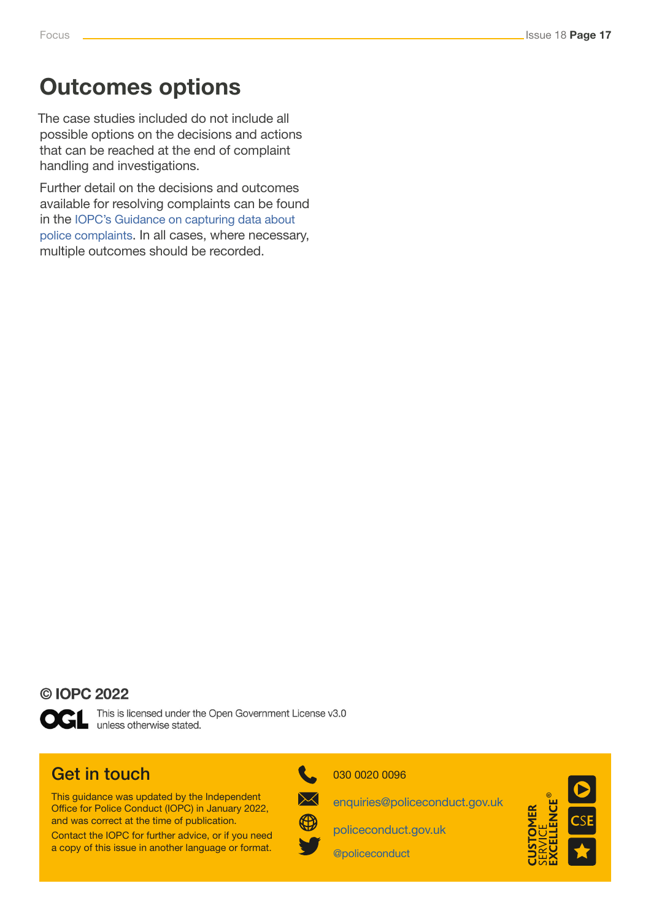## Outcomes options

The case studies included do not include all possible options on the decisions and actions that can be reached at the end of complaint handling and investigations.

Further detail on the decisions and outcomes available for resolving complaints can be found in the IOPC's Guidance on capturing data about police complaints. In all cases, where necessary, multiple outcomes should be recorded.

**© IOPC 2022**

This is licensed under the Open Government License v3.0 unless otherwise stated.

## Get in touch

This guidance was updated by the Independent Office for Police Conduct (IOPC) in January 2022, and was correct at the time of publication.

Contact the IOPC for further advice, or if you need a copy of this issue in another language or format.

030 0020 0096

enquiries@policeconduct.gov.uk

policeconduct.gov.uk

@policeconduct